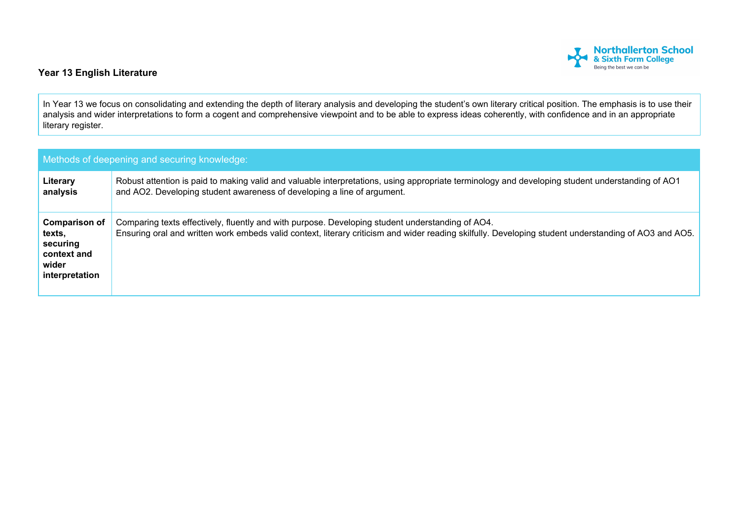## Year 13 English Literature

In Year 13 we focus on consolidating and extending the depth of literary analysis and developing the student's own literary critical position. The emphasis is to use their analysis and wider interpretations to form a cogent and comprehensive viewpoint and to be able to express ideas coherently, with confidence and in an appropriate literary register.

| Methods of deepening and securing knowledge: | |
|---|---|
| **Literary analysis** | Robust attention is paid to making valid and valuable interpretations, using appropriate terminology and developing student understanding of AO1 and AO2. Developing student awareness of developing a line of argument. |
| **Comparison of texts, securing context and wider interpretation** | Comparing texts effectively, fluently and with purpose. Developing student understanding of AO4.<br>Ensuring oral and written work embeds valid context, literary criticism and wider reading skilfully. Developing student understanding of AO3 and AO5. |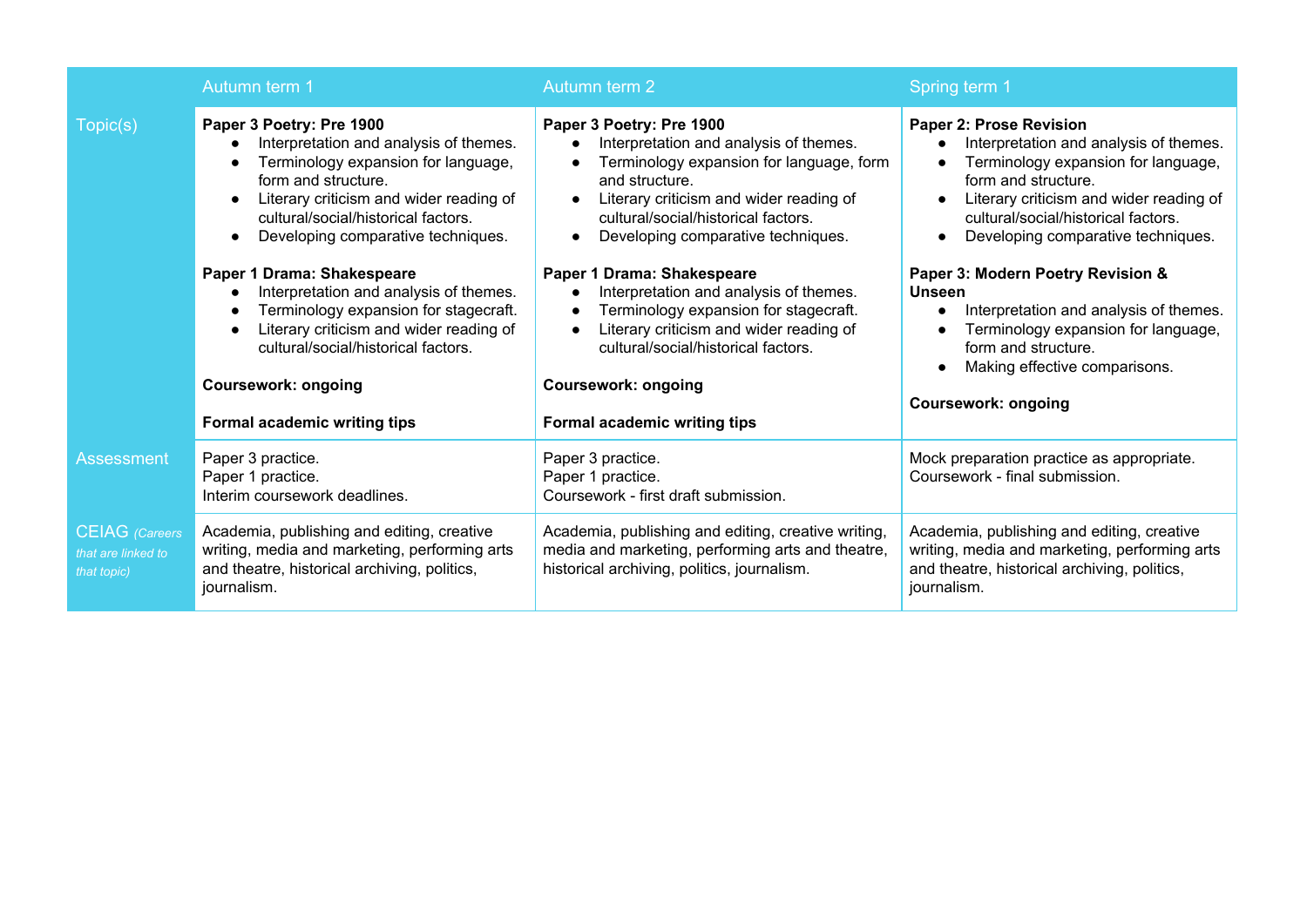| | Autumn term 1 | Autumn term 2 | Spring term 1 |
|---|---|---|---|
| Topic(s) | **Paper 3 Poetry: Pre 1900**<br>• Interpretation and analysis of themes.<br>• Terminology expansion for language, form and structure.<br>• Literary criticism and wider reading of cultural/social/historical factors.<br>• Developing comparative techniques.<br><br>**Paper 1 Drama: Shakespeare**<br>• Interpretation and analysis of themes.<br>• Terminology expansion for stagecraft.<br>• Literary criticism and wider reading of cultural/social/historical factors.<br><br>**Coursework: ongoing**<br><br>**Formal academic writing tips** | **Paper 3 Poetry: Pre 1900**<br>• Interpretation and analysis of themes.<br>• Terminology expansion for language, form and structure.<br>• Literary criticism and wider reading of cultural/social/historical factors.<br>• Developing comparative techniques.<br><br>**Paper 1 Drama: Shakespeare**<br>• Interpretation and analysis of themes.<br>• Terminology expansion for stagecraft.<br>• Literary criticism and wider reading of cultural/social/historical factors.<br><br>**Coursework: ongoing**<br><br>**Formal academic writing tips** | **Paper 2: Prose Revision**<br>• Interpretation and analysis of themes.<br>• Terminology expansion for language, form and structure.<br>• Literary criticism and wider reading of cultural/social/historical factors.<br>• Developing comparative techniques.<br><br>**Paper 3: Modern Poetry Revision & Unseen**<br>• Interpretation and analysis of themes.<br>• Terminology expansion for language, form and structure.<br>• Making effective comparisons.<br><br>**Coursework: ongoing** |
| Assessment | Paper 3 practice.<br>Paper 1 practice.<br>Interim coursework deadlines. | Paper 3 practice.<br>Paper 1 practice.<br>Coursework - first draft submission. | Mock preparation practice as appropriate.<br>Coursework - final submission. |
| CEIAG *(Careers that are linked to that topic)* | Academia, publishing and editing, creative writing, media and marketing, performing arts and theatre, historical archiving, politics, journalism. | Academia, publishing and editing, creative writing, media and marketing, performing arts and theatre, historical archiving, politics, journalism. | Academia, publishing and editing, creative writing, media and marketing, performing arts and theatre, historical archiving, politics, journalism. |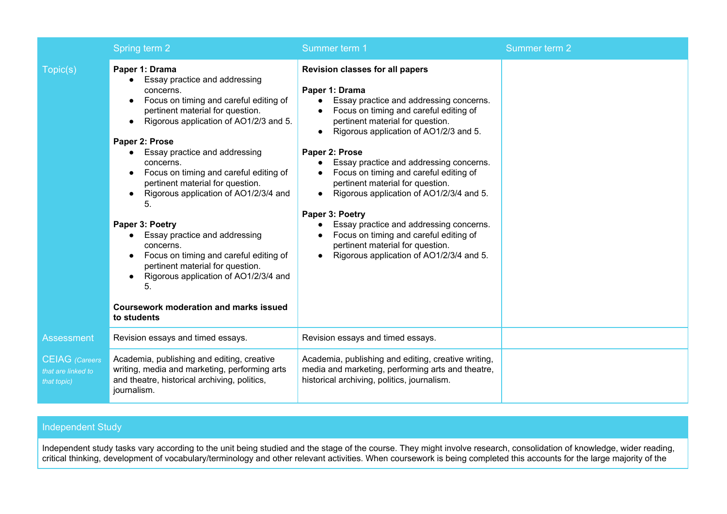| | Spring term 2 | Summer term 1 | Summer term 2 |
|---|---|---|---|
| Topic(s) | **Paper 1: Drama**<br>• Essay practice and addressing concerns.<br>• Focus on timing and careful editing of pertinent material for question.<br>• Rigorous application of AO1/2/3 and 5.<br><br>**Paper 2: Prose**<br>• Essay practice and addressing concerns.<br>• Focus on timing and careful editing of pertinent material for question.<br>• Rigorous application of AO1/2/3/4 and 5.<br><br>**Paper 3: Poetry**<br>• Essay practice and addressing concerns.<br>• Focus on timing and careful editing of pertinent material for question.<br>• Rigorous application of AO1/2/3/4 and 5.<br><br>**Coursework moderation and marks issued to students** | **Revision classes for all papers**<br><br>**Paper 1: Drama**<br>• Essay practice and addressing concerns.<br>• Focus on timing and careful editing of pertinent material for question.<br>• Rigorous application of AO1/2/3 and 5.<br><br>**Paper 2: Prose**<br>• Essay practice and addressing concerns.<br>• Focus on timing and careful editing of pertinent material for question.<br>• Rigorous application of AO1/2/3/4 and 5.<br><br>**Paper 3: Poetry**<br>• Essay practice and addressing concerns.<br>• Focus on timing and careful editing of pertinent material for question.<br>• Rigorous application of AO1/2/3/4 and 5. | |
| Assessment | Revision essays and timed essays. | Revision essays and timed essays. | |
| CEIAG *(Careers that are linked to that topic)* | Academia, publishing and editing, creative writing, media and marketing, performing arts and theatre, historical archiving, politics, journalism. | Academia, publishing and editing, creative writing, media and marketing, performing arts and theatre, historical archiving, politics, journalism. | |

| Independent Study |
|---|
| Independent study tasks vary according to the unit being studied and the stage of the course. They might involve research, consolidation of knowledge, wider reading, critical thinking, development of vocabulary/terminology and other relevant activities. When coursework is being completed this accounts for the large majority of the |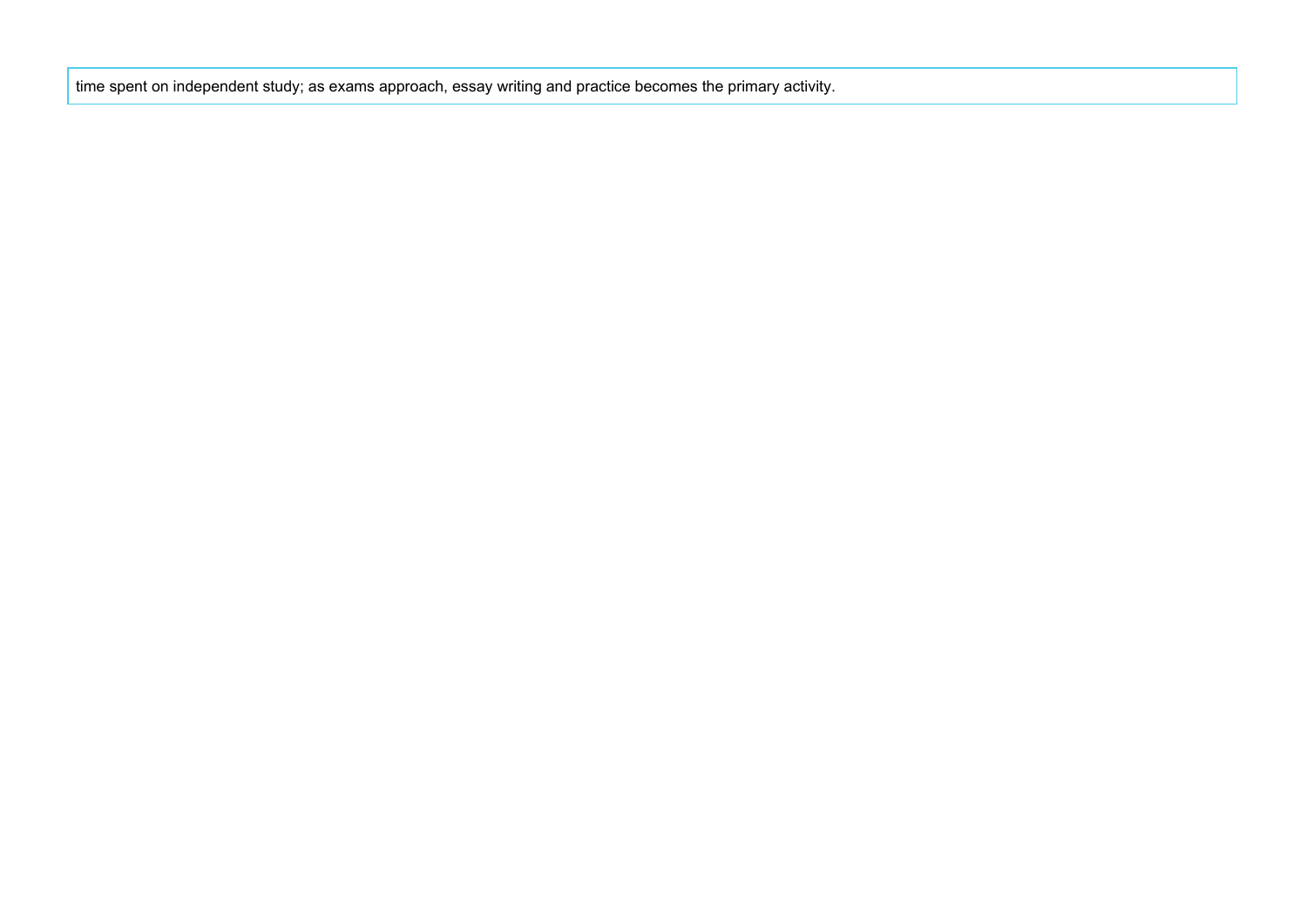time spent on independent study; as exams approach, essay writing and practice becomes the primary activity.